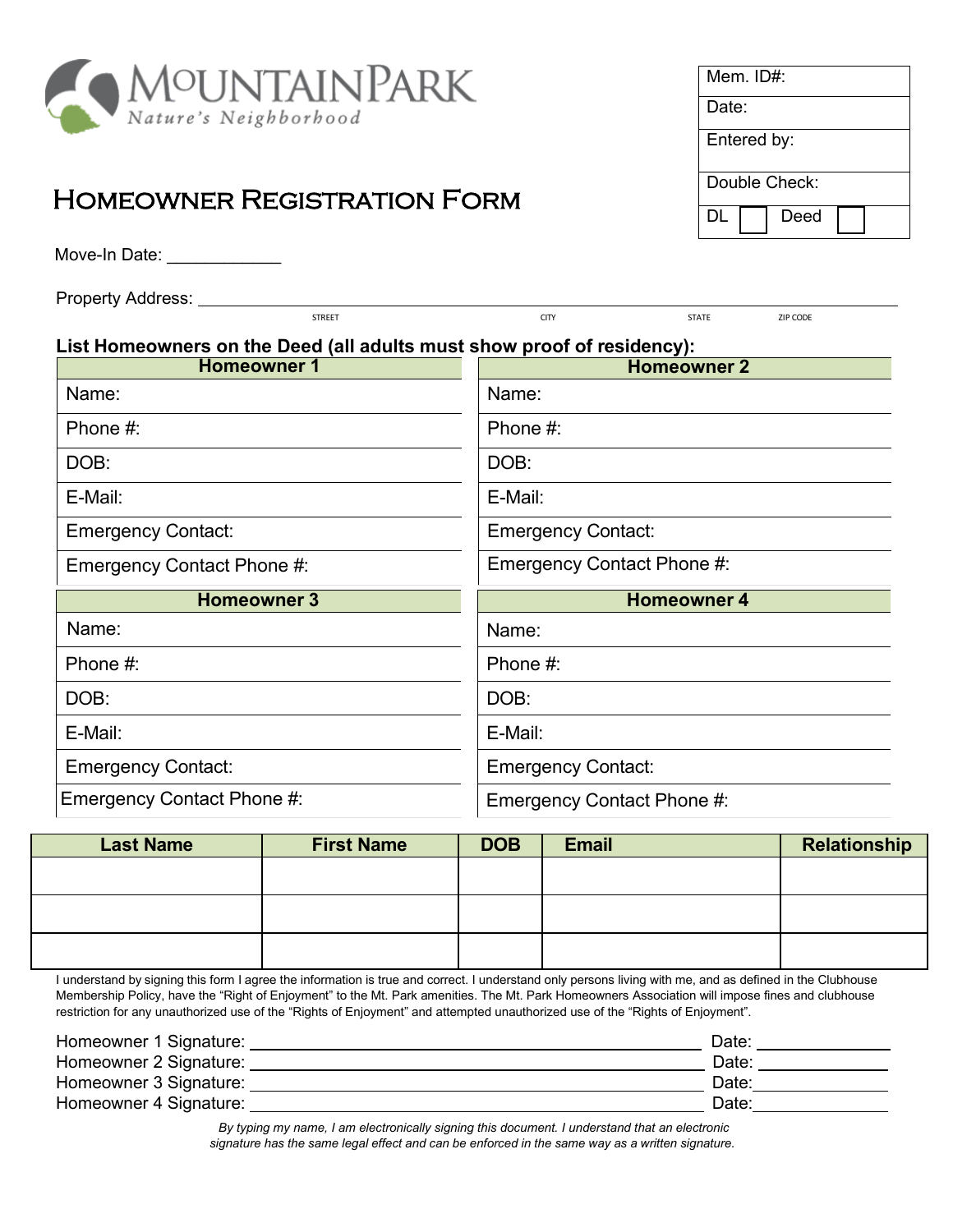MOUNTAINPARK
*Nature's Neighborhood*

| Mem. ID#: |
|---|
| Date: |
| Entered by: |
| Double Check: |
| DL ☐ Deed ☐ |

# HOMEOWNER REGISTRATION FORM

Move-In Date: ____________

Property Address: ______________________________________________

STREET CITY STATE ZIP CODE

**List Homeowners on the Deed (all adults must show proof of residency):**

| Homeowner 1 | Homeowner 2 |
|---|---|
| Name: | Name: |
| Phone #: | Phone #: |
| DOB: | DOB: |
| E-Mail: | E-Mail: |
| Emergency Contact: | Emergency Contact: |
| Emergency Contact Phone #: | Emergency Contact Phone #: |

| Homeowner 3 | Homeowner 4 |
|---|---|
| Name: | Name: |
| Phone #: | Phone #: |
| DOB: | DOB: |
| E-Mail: | E-Mail: |
| Emergency Contact: | Emergency Contact: |
| Emergency Contact Phone #: | Emergency Contact Phone #: |

| Last Name | First Name | DOB | Email | Relationship |
|---|---|---|---|---|
| | | | | |
| | | | | |
| | | | | |

I understand by signing this form I agree the information is true and correct. I understand only persons living with me, and as defined in the Clubhouse Membership Policy, have the "Right of Enjoyment" to the Mt. Park amenities. The Mt. Park Homeowners Association will impose fines and clubhouse restriction for any unauthorized use of the "Rights of Enjoyment" and attempted unauthorized use of the "Rights of Enjoyment".

Homeowner 1 Signature: ______________________________ Date: ____________

Homeowner 2 Signature: ______________________________ Date: ____________

Homeowner 3 Signature: ______________________________ Date: ____________

Homeowner 4 Signature: ______________________________ Date: ____________

*By typing my name, I am electronically signing this document. I understand that an electronic signature has the same legal effect and can be enforced in the same way as a written signature.*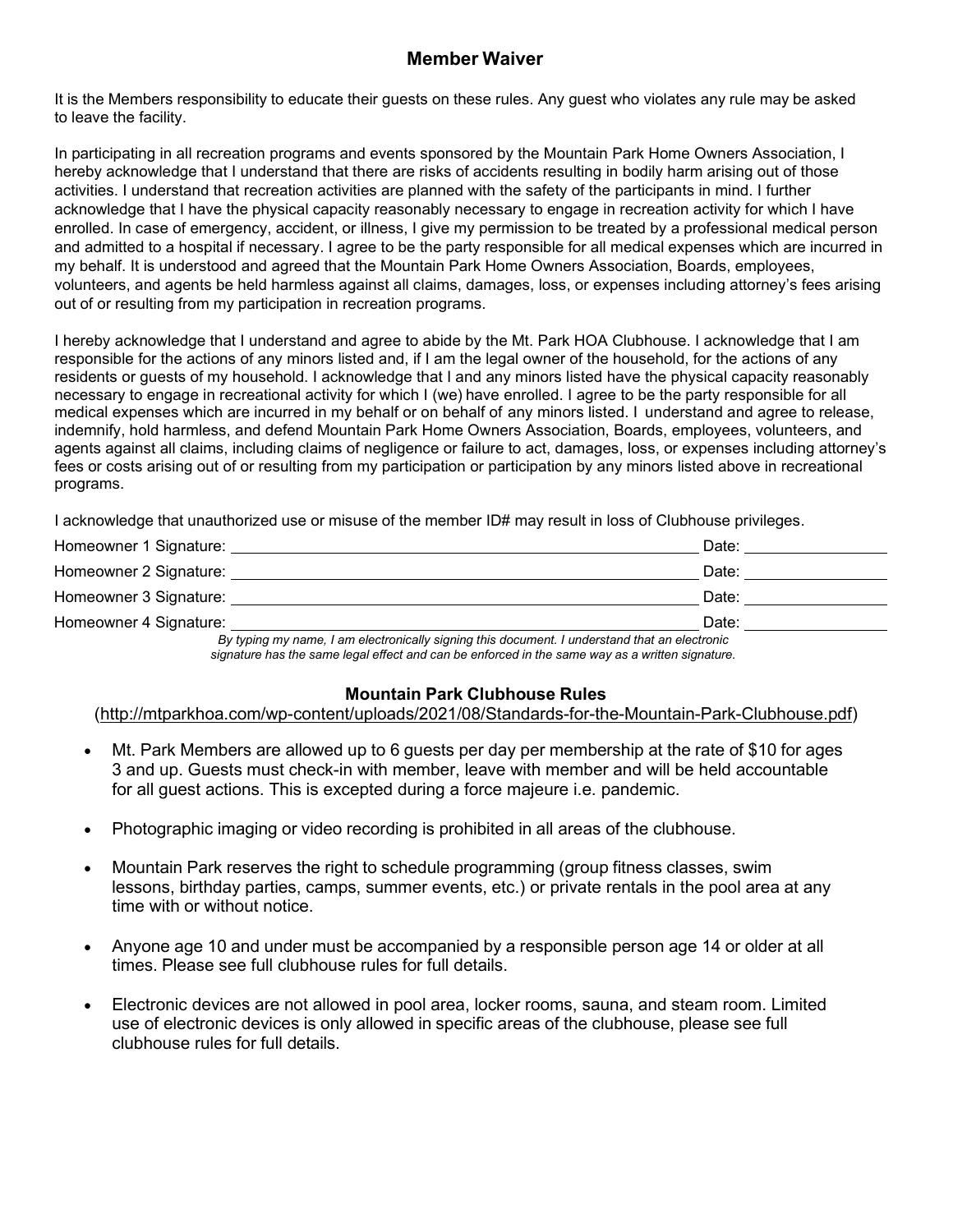## Member Waiver

It is the Members responsibility to educate their guests on these rules. Any guest who violates any rule may be asked to leave the facility.

In participating in all recreation programs and events sponsored by the Mountain Park Home Owners Association, I hereby acknowledge that I understand that there are risks of accidents resulting in bodily harm arising out of those activities. I understand that recreation activities are planned with the safety of the participants in mind. I further acknowledge that I have the physical capacity reasonably necessary to engage in recreation activity for which I have enrolled. In case of emergency, accident, or illness, I give my permission to be treated by a professional medical person and admitted to a hospital if necessary. I agree to be the party responsible for all medical expenses which are incurred in my behalf. It is understood and agreed that the Mountain Park Home Owners Association, Boards, employees, volunteers, and agents be held harmless against all claims, damages, loss, or expenses including attorney's fees arising out of or resulting from my participation in recreation programs.

I hereby acknowledge that I understand and agree to abide by the Mt. Park HOA Clubhouse. I acknowledge that I am responsible for the actions of any minors listed and, if I am the legal owner of the household, for the actions of any residents or guests of my household. I acknowledge that I and any minors listed have the physical capacity reasonably necessary to engage in recreational activity for which I (we) have enrolled. I agree to be the party responsible for all medical expenses which are incurred in my behalf or on behalf of any minors listed. I understand and agree to release, indemnify, hold harmless, and defend Mountain Park Home Owners Association, Boards, employees, volunteers, and agents against all claims, including claims of negligence or failure to act, damages, loss, or expenses including attorney's fees or costs arising out of or resulting from my participation or participation by any minors listed above in recreational programs.

I acknowledge that unauthorized use or misuse of the member ID# may result in loss of Clubhouse privileges.

Homeowner 1 Signature: ______________________________ Date: ______________

Homeowner 2 Signature: ______________________________ Date: ______________

Homeowner 3 Signature: ______________________________ Date: ______________

Homeowner 4 Signature: ______________________________ Date: ______________

*By typing my name, I am electronically signing this document. I understand that an electronic signature has the same legal effect and can be enforced in the same way as a written signature.*

### Mountain Park Clubhouse Rules

(http://mtparkhoa.com/wp-content/uploads/2021/08/Standards-for-the-Mountain-Park-Clubhouse.pdf)

- Mt. Park Members are allowed up to 6 guests per day per membership at the rate of $10 for ages 3 and up. Guests must check-in with member, leave with member and will be held accountable for all guest actions. This is excepted during a force majeure i.e. pandemic.
- Photographic imaging or video recording is prohibited in all areas of the clubhouse.
- Mountain Park reserves the right to schedule programming (group fitness classes, swim lessons, birthday parties, camps, summer events, etc.) or private rentals in the pool area at any time with or without notice.
- Anyone age 10 and under must be accompanied by a responsible person age 14 or older at all times. Please see full clubhouse rules for full details.
- Electronic devices are not allowed in pool area, locker rooms, sauna, and steam room. Limited use of electronic devices is only allowed in specific areas of the clubhouse, please see full clubhouse rules for full details.